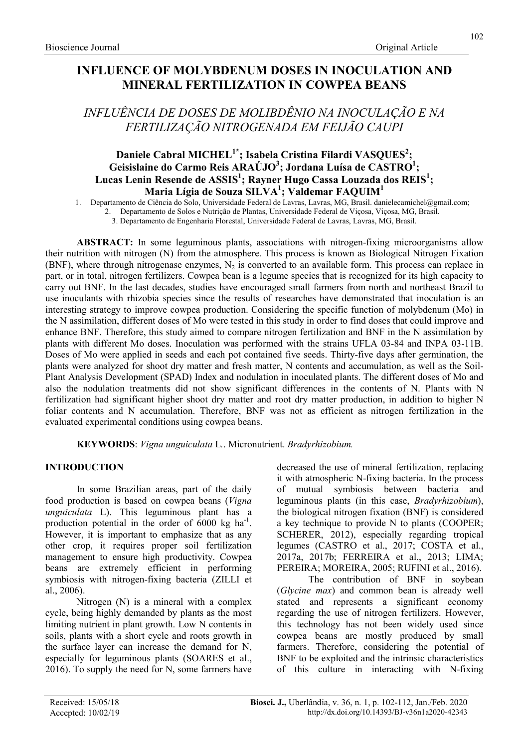# INFLUENCE OF MOLYBDENUM DOSES IN INOCULATION AND MINERAL FERTILIZATION IN COWPEA BEANS

## *INFLUÊNCIA DE DOSES DE MOLIBDÊNIO NA INOCULAÇÃO E NA FERTILIZAÇÃO NITROGENADA EM FEIJÃO CAUPI*

**Daniele Cabral MICHEL[1*]; Isabela Cristina Filardi VASQUES[2]; Geisislaine do Carmo Reis ARAÚJO[3]; Jordana Luísa de CASTRO[1]; Lucas Lenin Resende de ASSIS[1]; Rayner Hugo Cassa Louzada dos REIS[1]; Maria Lígia de Souza SILVA[1]; Valdemar FAQUIM[1]**

1. Departamento de Ciência do Solo, Universidade Federal de Lavras, Lavras, MG, Brasil. danielecamichel@gmail.com;
2. Departamento de Solos e Nutrição de Plantas, Universidade Federal de Viçosa, Viçosa, MG, Brasil.
3. Departamento de Engenharia Florestal, Universidade Federal de Lavras, Lavras, MG, Brasil.

**ABSTRACT:** In some leguminous plants, associations with nitrogen-fixing microorganisms allow their nutrition with nitrogen (N) from the atmosphere. This process is known as Biological Nitrogen Fixation (BNF), where through nitrogenase enzymes, $N_2$ is converted to an available form. This process can replace in part, or in total, nitrogen fertilizers. Cowpea bean is a legume species that is recognized for its high capacity to carry out BNF. In the last decades, studies have encouraged small farmers from north and northeast Brazil to use inoculants with rhizobia species since the results of researches have demonstrated that inoculation is an interesting strategy to improve cowpea production. Considering the specific function of molybdenum (Mo) in the N assimilation, different doses of Mo were tested in this study in order to find doses that could improve and enhance BNF. Therefore, this study aimed to compare nitrogen fertilization and BNF in the N assimilation by plants with different Mo doses. Inoculation was performed with the strains UFLA 03-84 and INPA 03-11B. Doses of Mo were applied in seeds and each pot contained five seeds. Thirty-five days after germination, the plants were analyzed for shoot dry matter and fresh matter, N contents and accumulation, as well as the Soil-Plant Analysis Development (SPAD) Index and nodulation in inoculated plants. The different doses of Mo and also the nodulation treatments did not show significant differences in the contents of N. Plants with N fertilization had significant higher shoot dry matter and root dry matter production, in addition to higher N foliar contents and N accumulation. Therefore, BNF was not as efficient as nitrogen fertilization in the evaluated experimental conditions using cowpea beans.

**KEYWORDS**: *Vigna unguiculata* L.. Micronutrient. *Bradyrhizobium.*

## INTRODUCTION

In some Brazilian areas, part of the daily food production is based on cowpea beans (*Vigna unguiculata* L). This leguminous plant has a production potential in the order of 6000 kg $ha^{-1}$. However, it is important to emphasize that as any other crop, it requires proper soil fertilization management to ensure high productivity. Cowpea beans are extremely efficient in performing symbiosis with nitrogen-fixing bacteria (ZILLI et al., 2006).

Nitrogen (N) is a mineral with a complex cycle, being highly demanded by plants as the most limiting nutrient in plant growth. Low N contents in soils, plants with a short cycle and roots growth in the surface layer can increase the demand for N, especially for leguminous plants (SOARES et al., 2016). To supply the need for N, some farmers have decreased the use of mineral fertilization, replacing it with atmospheric N-fixing bacteria. In the process of mutual symbiosis between bacteria and leguminous plants (in this case, *Bradyrhizobium*), the biological nitrogen fixation (BNF) is considered a key technique to provide N to plants (COOPER; SCHERER, 2012), especially regarding tropical legumes (CASTRO et al., 2017; COSTA et al., 2017a, 2017b; FERREIRA et al., 2013; LIMA; PEREIRA; MOREIRA, 2005; RUFINI et al., 2016).

The contribution of BNF in soybean (*Glycine max*) and common bean is already well stated and represents a significant economy regarding the use of nitrogen fertilizers. However, this technology has not been widely used since cowpea beans are mostly produced by small farmers. Therefore, considering the potential of BNF to be exploited and the intrinsic characteristics of this culture in interacting with N-fixing

Received: 15/05/18
Accepted: 10/02/19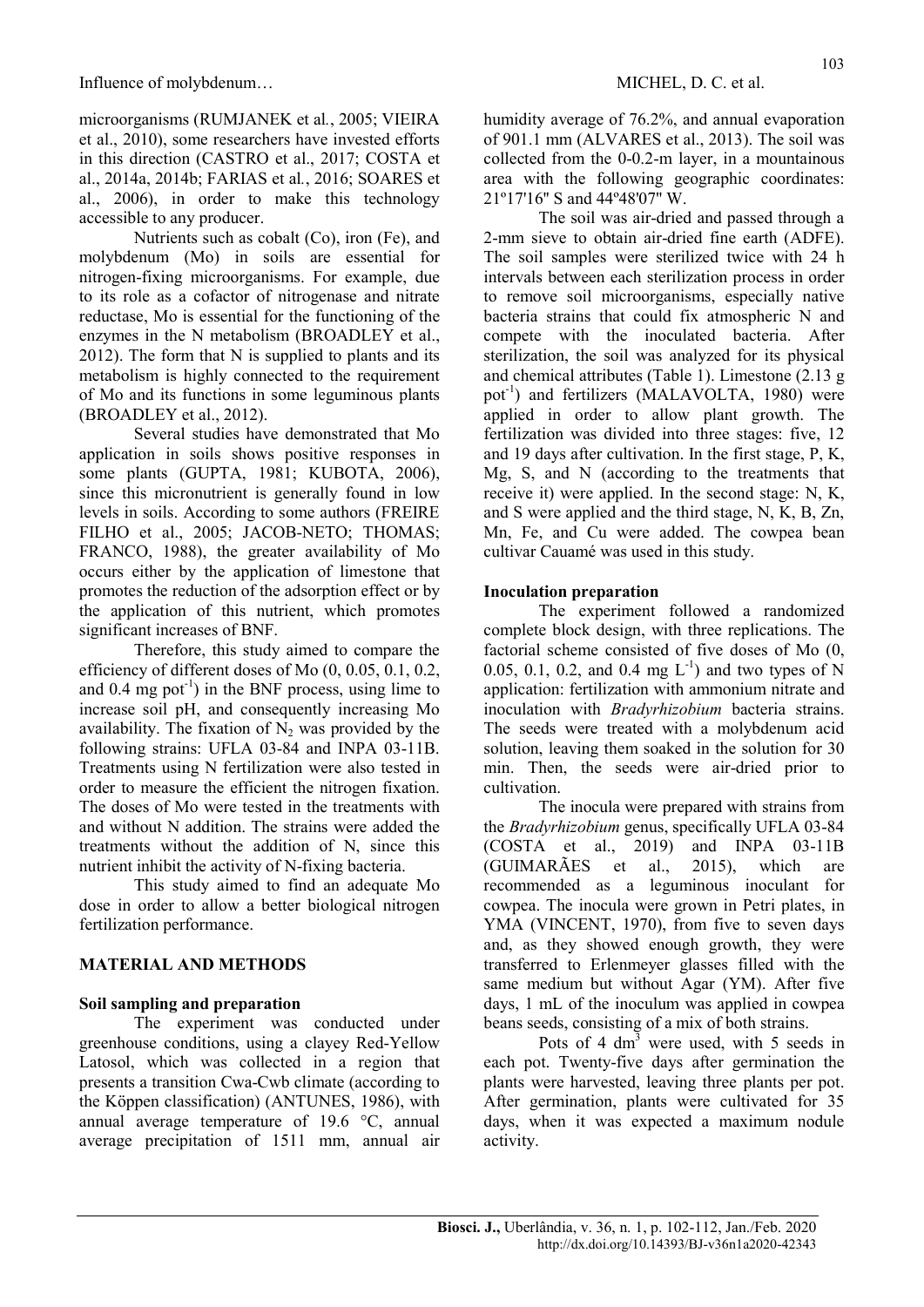microorganisms (RUMJANEK et al*.*, 2005; VIEIRA et al., 2010), some researchers have invested efforts in this direction (CASTRO et al., 2017; COSTA et al., 2014a, 2014b; FARIAS et al*.*, 2016; SOARES et al., 2006), in order to make this technology accessible to any producer.

Nutrients such as cobalt (Co), iron (Fe), and molybdenum (Mo) in soils are essential for nitrogen-fixing microorganisms. For example, due to its role as a cofactor of nitrogenase and nitrate reductase, Mo is essential for the functioning of the enzymes in the N metabolism (BROADLEY et al., 2012). The form that N is supplied to plants and its metabolism is highly connected to the requirement of Mo and its functions in some leguminous plants (BROADLEY et al., 2012).

Several studies have demonstrated that Mo application in soils shows positive responses in some plants (GUPTA, 1981; KUBOTA, 2006), since this micronutrient is generally found in low levels in soils. According to some authors (FREIRE FILHO et al., 2005; JACOB-NETO; THOMAS; FRANCO, 1988), the greater availability of Mo occurs either by the application of limestone that promotes the reduction of the adsorption effect or by the application of this nutrient, which promotes significant increases of BNF.

Therefore, this study aimed to compare the efficiency of different doses of Mo (0, 0.05, 0.1, 0.2, and 0.4 mg pot$^{-1}$) in the BNF process, using lime to increase soil pH, and consequently increasing Mo availability. The fixation of $N_2$ was provided by the following strains: UFLA 03-84 and INPA 03-11B. Treatments using N fertilization were also tested in order to measure the efficient the nitrogen fixation. The doses of Mo were tested in the treatments with and without N addition. The strains were added the treatments without the addition of N, since this nutrient inhibit the activity of N-fixing bacteria.

This study aimed to find an adequate Mo dose in order to allow a better biological nitrogen fertilization performance.

## MATERIAL AND METHODS

### Soil sampling and preparation

The experiment was conducted under greenhouse conditions, using a clayey Red-Yellow Latosol, which was collected in a region that presents a transition Cwa-Cwb climate (according to the Köppen classification) (ANTUNES, 1986), with annual average temperature of 19.6 °C, annual average precipitation of 1511 mm, annual air humidity average of 76.2%, and annual evaporation of 901.1 mm (ALVARES et al., 2013). The soil was collected from the 0-0.2-m layer, in a mountainous area with the following geographic coordinates: 21º17'16" S and 44º48'07" W.

The soil was air-dried and passed through a 2-mm sieve to obtain air-dried fine earth (ADFE). The soil samples were sterilized twice with 24 h intervals between each sterilization process in order to remove soil microorganisms, especially native bacteria strains that could fix atmospheric N and compete with the inoculated bacteria. After sterilization, the soil was analyzed for its physical and chemical attributes (Table 1). Limestone (2.13 g pot$^{-1}$) and fertilizers (MALAVOLTA, 1980) were applied in order to allow plant growth. The fertilization was divided into three stages: five, 12 and 19 days after cultivation. In the first stage, P, K, Mg, S, and N (according to the treatments that receive it) were applied. In the second stage: N, K, and S were applied and the third stage, N, K, B, Zn, Mn, Fe, and Cu were added. The cowpea bean cultivar Cauamé was used in this study.

### Inoculation preparation

The experiment followed a randomized complete block design, with three replications. The factorial scheme consisted of five doses of Mo (0, 0.05, 0.1, 0.2, and 0.4 mg L$^{-1}$) and two types of N application: fertilization with ammonium nitrate and inoculation with *Bradyrhizobium* bacteria strains. The seeds were treated with a molybdenum acid solution, leaving them soaked in the solution for 30 min. Then, the seeds were air-dried prior to cultivation.

The inocula were prepared with strains from the *Bradyrhizobium* genus, specifically UFLA 03-84 (COSTA et al., 2019) and INPA 03-11B (GUIMARÃES et al., 2015), which are recommended as a leguminous inoculant for cowpea. The inocula were grown in Petri plates, in YMA (VINCENT, 1970), from five to seven days and, as they showed enough growth, they were transferred to Erlenmeyer glasses filled with the same medium but without Agar (YM). After five days, 1 mL of the inoculum was applied in cowpea beans seeds, consisting of a mix of both strains.

Pots of 4 dm$^3$ were used, with 5 seeds in each pot. Twenty-five days after germination the plants were harvested, leaving three plants per pot. After germination, plants were cultivated for 35 days, when it was expected a maximum nodule activity.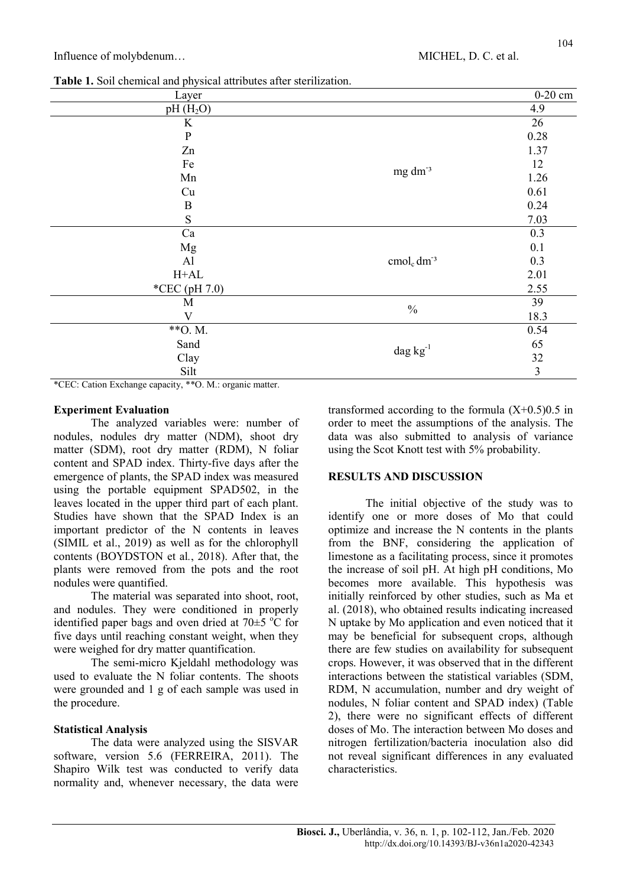**Table 1.** Soil chemical and physical attributes after sterilization.

| Layer | | 0-20 cm |
|---|---|---|
| pH ($H_2O$) | | 4.9 |
| K | $mg\ dm^{-3}$ | 26 |
| P | | 0.28 |
| Zn | | 1.37 |
| Fe | | 12 |
| Mn | | 1.26 |
| Cu | | 0.61 |
| B | | 0.24 |
| S | | 7.03 |
| Ca | $cmol_c\ dm^{-3}$ | 0.3 |
| Mg | | 0.1 |
| Al | | 0.3 |
| H+AL | | 2.01 |
| *CEC (pH 7.0) | | 2.55 |
| M | % | 39 |
| V | | 18.3 |
| **O. M. | $dag\ kg^{-1}$ | 0.54 |
| Sand | | 65 |
| Clay | | 32 |
| Silt | | 3 |

*CEC: Cation Exchange capacity, **O. M.: organic matter.

### Experiment Evaluation

The analyzed variables were: number of nodules, nodules dry matter (NDM), shoot dry matter (SDM), root dry matter (RDM), N foliar content and SPAD index. Thirty-five days after the emergence of plants, the SPAD index was measured using the portable equipment SPAD502, in the leaves located in the upper third part of each plant. Studies have shown that the SPAD Index is an important predictor of the N contents in leaves (SIMIL et al., 2019) as well as for the chlorophyll contents (BOYDSTON et al., 2018). After that, the plants were removed from the pots and the root nodules were quantified.

The material was separated into shoot, root, and nodules. They were conditioned in properly identified paper bags and oven dried at 70±5 °C for five days until reaching constant weight, when they were weighed for dry matter quantification.

The semi-micro Kjeldahl methodology was used to evaluate the N foliar contents. The shoots were grounded and 1 g of each sample was used in the procedure.

### Statistical Analysis

The data were analyzed using the SISVAR software, version 5.6 (FERREIRA, 2011). The Shapiro Wilk test was conducted to verify data normality and, whenever necessary, the data were transformed according to the formula $(X+0.5)0.5$ in order to meet the assumptions of the analysis. The data was also submitted to analysis of variance using the Scot Knott test with 5% probability.

## RESULTS AND DISCUSSION

The initial objective of the study was to identify one or more doses of Mo that could optimize and increase the N contents in the plants from the BNF, considering the application of limestone as a facilitating process, since it promotes the increase of soil pH. At high pH conditions, Mo becomes more available. This hypothesis was initially reinforced by other studies, such as Ma et al. (2018), who obtained results indicating increased N uptake by Mo application and even noticed that it may be beneficial for subsequent crops, although there are few studies on availability for subsequent crops. However, it was observed that in the different interactions between the statistical variables (SDM, RDM, N accumulation, number and dry weight of nodules, N foliar content and SPAD index) (Table 2), there were no significant effects of different doses of Mo. The interaction between Mo doses and nitrogen fertilization/bacteria inoculation also did not reveal significant differences in any evaluated characteristics.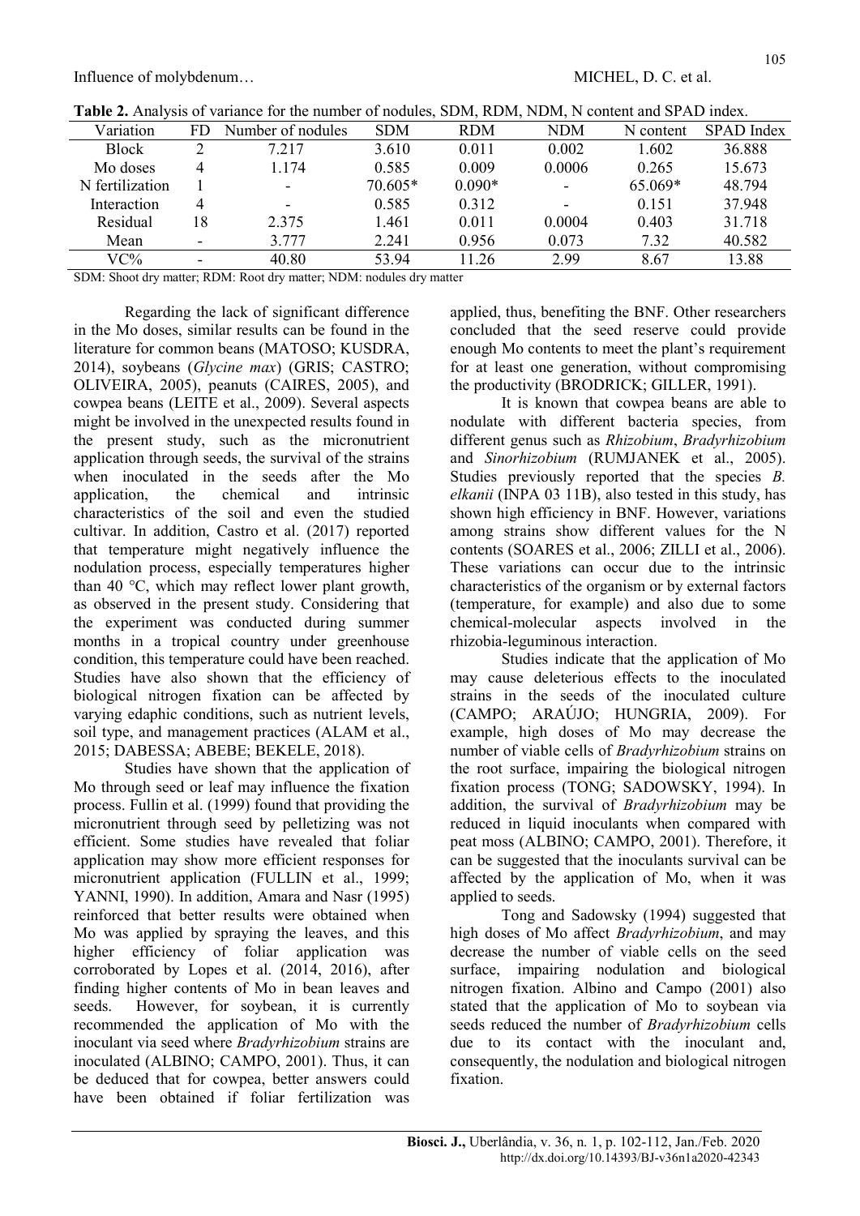**Table 2.** Analysis of variance for the number of nodules, SDM, RDM, NDM, N content and SPAD index.

| Variation | FD | Number of nodules | SDM | RDM | NDM | N content | SPAD Index |
|---|---|---|---|---|---|---|---|
| Block | 2 | 7.217 | 3.610 | 0.011 | 0.002 | 1.602 | 36.888 |
| Mo doses | 4 | 1.174 | 0.585 | 0.009 | 0.0006 | 0.265 | 15.673 |
| N fertilization | 1 | - | 70.605* | 0.090* | - | 65.069* | 48.794 |
| Interaction | 4 | - | 0.585 | 0.312 | - | 0.151 | 37.948 |
| Residual | 18 | 2.375 | 1.461 | 0.011 | 0.0004 | 0.403 | 31.718 |
| Mean | - | 3.777 | 2.241 | 0.956 | 0.073 | 7.32 | 40.582 |
| VC% | - | 40.80 | 53.94 | 11.26 | 2.99 | 8.67 | 13.88 |

SDM: Shoot dry matter; RDM: Root dry matter; NDM: nodules dry matter

Regarding the lack of significant difference in the Mo doses, similar results can be found in the literature for common beans (MATOSO; KUSDRA, 2014), soybeans (*Glycine max*) (GRIS; CASTRO; OLIVEIRA, 2005), peanuts (CAIRES, 2005), and cowpea beans (LEITE et al., 2009). Several aspects might be involved in the unexpected results found in the present study, such as the micronutrient application through seeds, the survival of the strains when inoculated in the seeds after the Mo application, the chemical and intrinsic characteristics of the soil and even the studied cultivar. In addition, Castro et al. (2017) reported that temperature might negatively influence the nodulation process, especially temperatures higher than 40 °C, which may reflect lower plant growth, as observed in the present study. Considering that the experiment was conducted during summer months in a tropical country under greenhouse condition, this temperature could have been reached. Studies have also shown that the efficiency of biological nitrogen fixation can be affected by varying edaphic conditions, such as nutrient levels, soil type, and management practices (ALAM et al., 2015; DABESSA; ABEBE; BEKELE, 2018).

Studies have shown that the application of Mo through seed or leaf may influence the fixation process. Fullin et al. (1999) found that providing the micronutrient through seed by pelletizing was not efficient. Some studies have revealed that foliar application may show more efficient responses for micronutrient application (FULLIN et al., 1999; YANNI, 1990). In addition, Amara and Nasr (1995) reinforced that better results were obtained when Mo was applied by spraying the leaves, and this higher efficiency of foliar application was corroborated by Lopes et al. (2014, 2016), after finding higher contents of Mo in bean leaves and seeds. However, for soybean, it is currently recommended the application of Mo with the inoculant via seed where *Bradyrhizobium* strains are inoculated (ALBINO; CAMPO, 2001). Thus, it can be deduced that for cowpea, better answers could have been obtained if foliar fertilization was applied, thus, benefiting the BNF. Other researchers concluded that the seed reserve could provide enough Mo contents to meet the plant's requirement for at least one generation, without compromising the productivity (BRODRICK; GILLER, 1991).

It is known that cowpea beans are able to nodulate with different bacteria species, from different genus such as *Rhizobium*, *Bradyrhizobium* and *Sinorhizobium* (RUMJANEK et al., 2005). Studies previously reported that the species *B. elkanii* (INPA 03 11B), also tested in this study, has shown high efficiency in BNF. However, variations among strains show different values for the N contents (SOARES et al., 2006; ZILLI et al., 2006). These variations can occur due to the intrinsic characteristics of the organism or by external factors (temperature, for example) and also due to some chemical-molecular aspects involved in the rhizobia-leguminous interaction.

Studies indicate that the application of Mo may cause deleterious effects to the inoculated strains in the seeds of the inoculated culture (CAMPO; ARAÚJO; HUNGRIA, 2009). For example, high doses of Mo may decrease the number of viable cells of *Bradyrhizobium* strains on the root surface, impairing the biological nitrogen fixation process (TONG; SADOWSKY, 1994). In addition, the survival of *Bradyrhizobium* may be reduced in liquid inoculants when compared with peat moss (ALBINO; CAMPO, 2001). Therefore, it can be suggested that the inoculants survival can be affected by the application of Mo, when it was applied to seeds.

Tong and Sadowsky (1994) suggested that high doses of Mo affect *Bradyrhizobium*, and may decrease the number of viable cells on the seed surface, impairing nodulation and biological nitrogen fixation. Albino and Campo (2001) also stated that the application of Mo to soybean via seeds reduced the number of *Bradyrhizobium* cells due to its contact with the inoculant and, consequently, the nodulation and biological nitrogen fixation.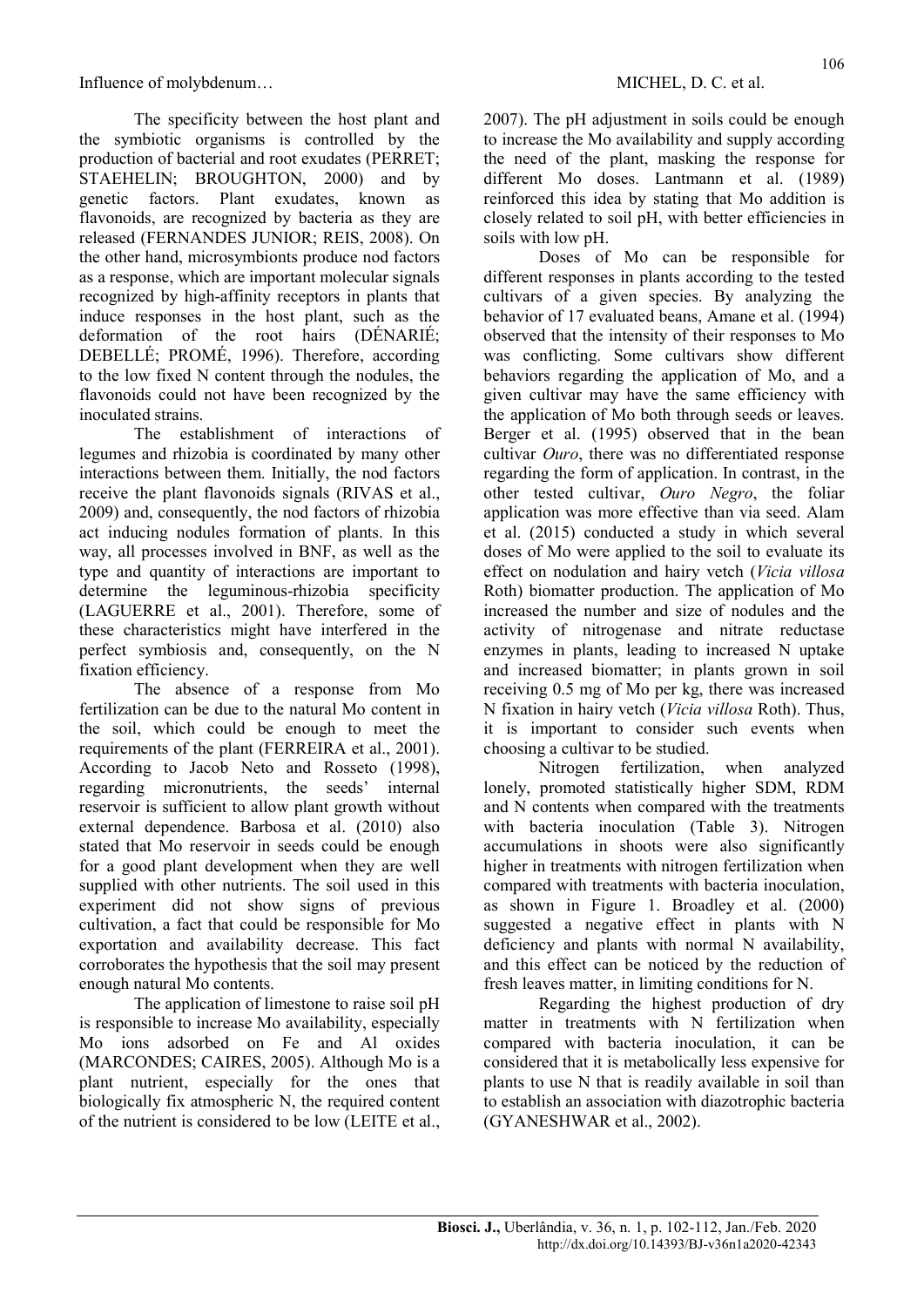The specificity between the host plant and the symbiotic organisms is controlled by the production of bacterial and root exudates (PERRET; STAEHELIN; BROUGHTON, 2000) and by genetic factors. Plant exudates, known as flavonoids, are recognized by bacteria as they are released (FERNANDES JUNIOR; REIS, 2008). On the other hand, microsymbionts produce nod factors as a response, which are important molecular signals recognized by high-affinity receptors in plants that induce responses in the host plant, such as the deformation of the root hairs (DÉNARIÉ; DEBELLÉ; PROMÉ, 1996). Therefore, according to the low fixed N content through the nodules, the flavonoids could not have been recognized by the inoculated strains.

The establishment of interactions of legumes and rhizobia is coordinated by many other interactions between them. Initially, the nod factors receive the plant flavonoids signals (RIVAS et al., 2009) and, consequently, the nod factors of rhizobia act inducing nodules formation of plants. In this way, all processes involved in BNF, as well as the type and quantity of interactions are important to determine the leguminous-rhizobia specificity (LAGUERRE et al., 2001). Therefore, some of these characteristics might have interfered in the perfect symbiosis and, consequently, on the N fixation efficiency.

The absence of a response from Mo fertilization can be due to the natural Mo content in the soil, which could be enough to meet the requirements of the plant (FERREIRA et al., 2001). According to Jacob Neto and Rosseto (1998), regarding micronutrients, the seeds' internal reservoir is sufficient to allow plant growth without external dependence. Barbosa et al. (2010) also stated that Mo reservoir in seeds could be enough for a good plant development when they are well supplied with other nutrients. The soil used in this experiment did not show signs of previous cultivation, a fact that could be responsible for Mo exportation and availability decrease. This fact corroborates the hypothesis that the soil may present enough natural Mo contents.

The application of limestone to raise soil pH is responsible to increase Mo availability, especially Mo ions adsorbed on Fe and Al oxides (MARCONDES; CAIRES, 2005). Although Mo is a plant nutrient, especially for the ones that biologically fix atmospheric N, the required content of the nutrient is considered to be low (LEITE et al., 2007). The pH adjustment in soils could be enough to increase the Mo availability and supply according the need of the plant, masking the response for different Mo doses. Lantmann et al. (1989) reinforced this idea by stating that Mo addition is closely related to soil pH, with better efficiencies in soils with low pH.

Doses of Mo can be responsible for different responses in plants according to the tested cultivars of a given species. By analyzing the behavior of 17 evaluated beans, Amane et al. (1994) observed that the intensity of their responses to Mo was conflicting. Some cultivars show different behaviors regarding the application of Mo, and a given cultivar may have the same efficiency with the application of Mo both through seeds or leaves. Berger et al. (1995) observed that in the bean cultivar *Ouro*, there was no differentiated response regarding the form of application. In contrast, in the other tested cultivar, *Ouro Negro*, the foliar application was more effective than via seed. Alam et al. (2015) conducted a study in which several doses of Mo were applied to the soil to evaluate its effect on nodulation and hairy vetch (*Vicia villosa* Roth) biomatter production. The application of Mo increased the number and size of nodules and the activity of nitrogenase and nitrate reductase enzymes in plants, leading to increased N uptake and increased biomatter; in plants grown in soil receiving 0.5 mg of Mo per kg, there was increased N fixation in hairy vetch (*Vicia villosa* Roth). Thus, it is important to consider such events when choosing a cultivar to be studied.

Nitrogen fertilization, when analyzed lonely, promoted statistically higher SDM, RDM and N contents when compared with the treatments with bacteria inoculation (Table 3). Nitrogen accumulations in shoots were also significantly higher in treatments with nitrogen fertilization when compared with treatments with bacteria inoculation, as shown in Figure 1. Broadley et al. (2000) suggested a negative effect in plants with N deficiency and plants with normal N availability, and this effect can be noticed by the reduction of fresh leaves matter, in limiting conditions for N.

Regarding the highest production of dry matter in treatments with N fertilization when compared with bacteria inoculation, it can be considered that it is metabolically less expensive for plants to use N that is readily available in soil than to establish an association with diazotrophic bacteria (GYANESHWAR et al., 2002).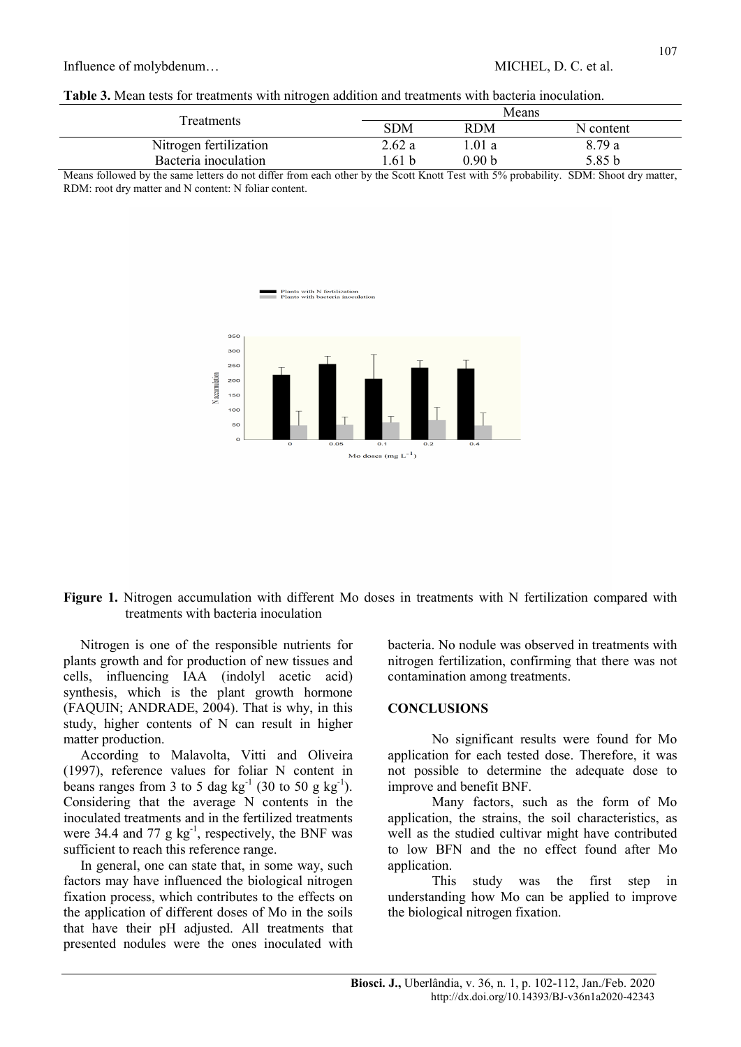**Table 3.** Mean tests for treatments with nitrogen addition and treatments with bacteria inoculation.

| Treatments | Means | | |
|---|---|---|---|
| | SDM | RDM | N content |
| Nitrogen fertilization | 2.62 a | 1.01 a | 8.79 a |
| Bacteria inoculation | 1.61 b | 0.90 b | 5.85 b |

Means followed by the same letters do not differ from each other by the Scott Knott Test with 5% probability. SDM: Shoot dry matter, RDM: root dry matter and N content: N foliar content.

Plants with N fertilization
Plants with bacteria inoculation

N accumulation

350
300
250
200
150
100
50
0

0
0.05
0.1
0.2
0.4

Mo doses (mg $L^{-1}$)

**Figure 1.** Nitrogen accumulation with different Mo doses in treatments with N fertilization compared with treatments with bacteria inoculation

Nitrogen is one of the responsible nutrients for plants growth and for production of new tissues and cells, influencing IAA (indolyl acetic acid) synthesis, which is the plant growth hormone (FAQUIN; ANDRADE, 2004). That is why, in this study, higher contents of N can result in higher matter production.

According to Malavolta, Vitti and Oliveira (1997), reference values for foliar N content in beans ranges from 3 to 5 dag $kg^{-1}$ (30 to 50 g $kg^{-1}$). Considering that the average N contents in the inoculated treatments and in the fertilized treatments were 34.4 and 77 g $kg^{-1}$, respectively, the BNF was sufficient to reach this reference range.

In general, one can state that, in some way, such factors may have influenced the biological nitrogen fixation process, which contributes to the effects on the application of different doses of Mo in the soils that have their pH adjusted. All treatments that presented nodules were the ones inoculated with bacteria. No nodule was observed in treatments with nitrogen fertilization, confirming that there was not contamination among treatments.

## CONCLUSIONS

No significant results were found for Mo application for each tested dose. Therefore, it was not possible to determine the adequate dose to improve and benefit BNF.

Many factors, such as the form of Mo application, the strains, the soil characteristics, as well as the studied cultivar might have contributed to low BFN and the no effect found after Mo application.

This study was the first step in understanding how Mo can be applied to improve the biological nitrogen fixation.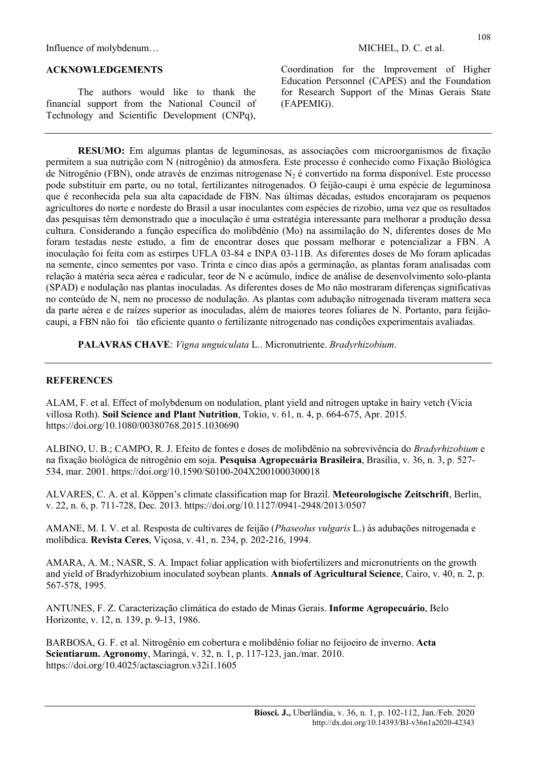## ACKNOWLEDGEMENTS

The authors would like to thank the financial support from the National Council of Technology and Scientific Development (CNPq), Coordination for the Improvement of Higher Education Personnel (CAPES) and the Foundation for Research Support of the Minas Gerais State (FAPEMIG).

---

**RESUMO:** Em algumas plantas de leguminosas, as associações com microorganismos de fixação permitem a sua nutrição com N (nitrogênio) da atmosfera. Este processo é conhecido como Fixação Biológica de Nitrogênio (FBN), onde através de enzimas nitrogenase $N_2$ é convertido na forma disponível. Este processo pode substituir em parte, ou no total, fertilizantes nitrogenados. O feijão-caupi é uma espécie de leguminosa que é reconhecida pela sua alta capacidade de FBN. Nas últimas décadas, estudos encorajaram os pequenos agricultores do norte e nordeste do Brasil a usar inoculantes com espécies de rizobio, uma vez que os resultados das pesquisas têm demonstrado que a inoculação é uma estratégia interessante para melhorar a produção dessa cultura. Considerando a função específica do molibdênio (Mo) na assimilação do N, diferentes doses de Mo foram testadas neste estudo, a fim de encontrar doses que possam melhorar e potencializar a FBN. A inoculação foi feita com as estirpes UFLA 03-84 e INPA 03-11B. As diferentes doses de Mo foram aplicadas na semente, cinco sementes por vaso. Trinta e cinco dias após a germinação, as plantas foram analisadas com relação à matéria seca aérea e radicular, teor de N e acúmulo, índice de análise de desenvolvimento solo-planta (SPAD) e nodulação nas plantas inoculadas. As diferentes doses de Mo não mostraram diferenças significativas no conteúdo de N, nem no processo de nodulação. As plantas com adubação nitrogenada tiveram mattera seca da parte aérea e de raízes superior as inoculadas, além de maiores teores foliares de N. Portanto, para feijão-caupi, a FBN não foi tão eficiente quanto o fertilizante nitrogenado nas condições experimentais avaliadas.

**PALAVRAS CHAVE**: *Vigna unguiculata* L.. Micronutriente. *Bradyrhizobium*.

---

## REFERENCES

ALAM, F. et al. Effect of molybdenum on nodulation, plant yield and nitrogen uptake in hairy vetch (Vicia villosa Roth). **Soil Science and Plant Nutrition**, Tokio, v. 61, n. 4, p. 664-675, Apr. 2015. https://doi.org/10.1080/00380768.2015.1030690

ALBINO, U. B.; CAMPO, R. J. Efeito de fontes e doses de molibdênio na sobrevivência do *Bradyrhizobium* e na fixação biológica de nitrogênio em soja. **Pesquisa Agropecuária Brasileira**, Brasília, v. 36, n. 3, p. 527-534, mar. 2001. https://doi.org/10.1590/S0100-204X2001000300018

ALVARES, C. A. et al. Köppen's climate classification map for Brazil. **Meteorologische Zeitschrift**, Berlin, v. 22, n. 6, p. 711-728, Dec. 2013. https://doi.org/10.1127/0941-2948/2013/0507

AMANE, M. I. V. et al. Resposta de cultivares de feijão (*Phaseolus vulgaris* L.) às adubações nitrogenada e molíbdica. **Revista Ceres**, Viçosa, v. 41, n. 234, p. 202-216, 1994.

AMARA, A. M.; NASR, S. A. Impact foliar application with biofertilizers and micronutrients on the growth and yield of Bradyrhizobium inoculated soybean plants. **Annals of Agricultural Science**, Cairo, v. 40, n. 2, p. 567-578, 1995.

ANTUNES, F. Z. Caracterização climática do estado de Minas Gerais. **Informe Agropecuário**, Belo Horizonte, v. 12, n. 139, p. 9-13, 1986.

BARBOSA, G. F. et al. Nitrogênio em cobertura e molibdênio foliar no feijoeiro de inverno. **Acta Scientiarum. Agronomy**, Maringá, v. 32, n. 1, p. 117-123, jan./mar. 2010. https://doi.org/10.4025/actasciagron.v32i1.1605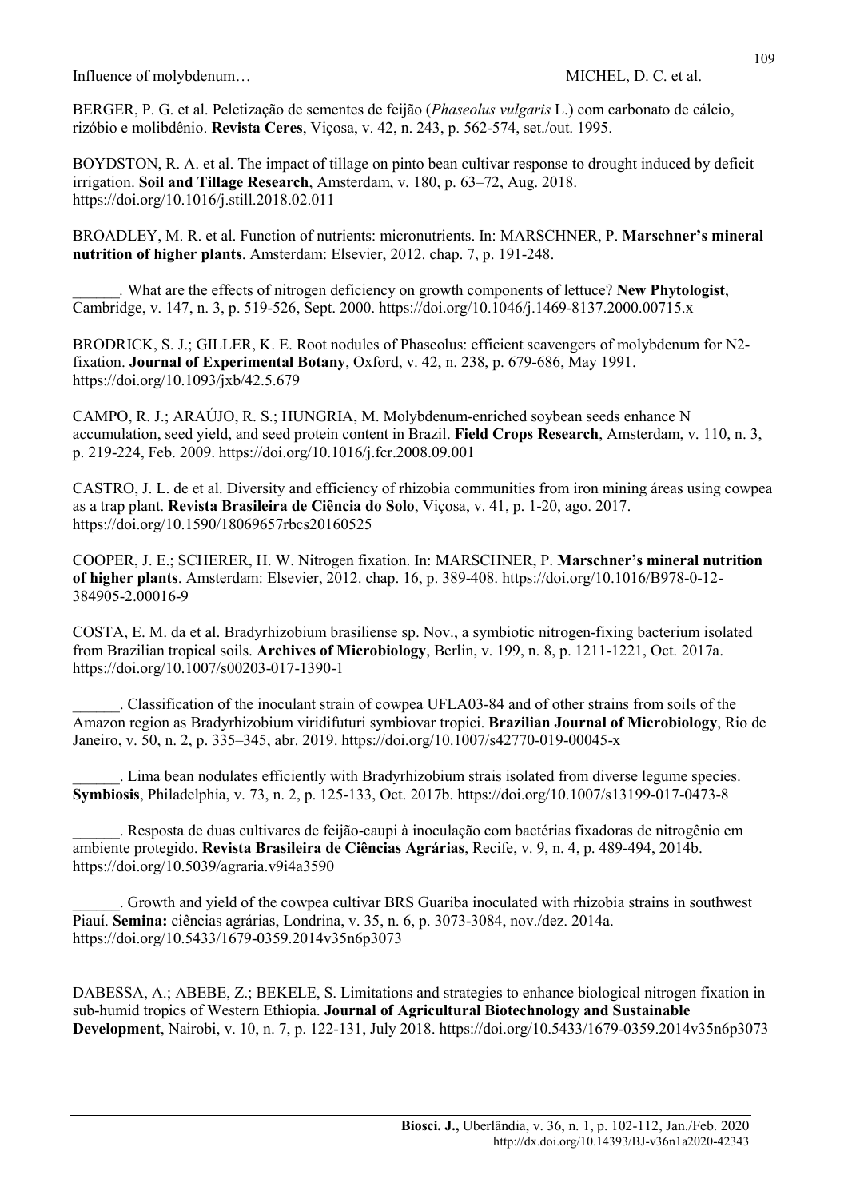BERGER, P. G. et al. Peletização de sementes de feijão (*Phaseolus vulgaris* L.) com carbonato de cálcio, rizóbio e molibdênio. **Revista Ceres**, Viçosa, v. 42, n. 243, p. 562-574, set./out. 1995.

BOYDSTON, R. A. et al. The impact of tillage on pinto bean cultivar response to drought induced by deficit irrigation. **Soil and Tillage Research**, Amsterdam, v. 180, p. 63–72, Aug. 2018. https://doi.org/10.1016/j.still.2018.02.011

BROADLEY, M. R. et al. Function of nutrients: micronutrients. In: MARSCHNER, P. **Marschner's mineral nutrition of higher plants**. Amsterdam: Elsevier, 2012. chap. 7, p. 191-248.

\_\_\_\_\_\_. What are the effects of nitrogen deficiency on growth components of lettuce? **New Phytologist**, Cambridge, v. 147, n. 3, p. 519-526, Sept. 2000. https://doi.org/10.1046/j.1469-8137.2000.00715.x

BRODRICK, S. J.; GILLER, K. E. Root nodules of Phaseolus: efficient scavengers of molybdenum for N2-fixation. **Journal of Experimental Botany**, Oxford, v. 42, n. 238, p. 679-686, May 1991. https://doi.org/10.1093/jxb/42.5.679

CAMPO, R. J.; ARAÚJO, R. S.; HUNGRIA, M. Molybdenum-enriched soybean seeds enhance N accumulation, seed yield, and seed protein content in Brazil. **Field Crops Research**, Amsterdam, v. 110, n. 3, p. 219-224, Feb. 2009. https://doi.org/10.1016/j.fcr.2008.09.001

CASTRO, J. L. de et al. Diversity and efficiency of rhizobia communities from iron mining áreas using cowpea as a trap plant. **Revista Brasileira de Ciência do Solo**, Viçosa, v. 41, p. 1-20, ago. 2017. https://doi.org/10.1590/18069657rbcs20160525

COOPER, J. E.; SCHERER, H. W. Nitrogen fixation. In: MARSCHNER, P. **Marschner's mineral nutrition of higher plants**. Amsterdam: Elsevier, 2012. chap. 16, p. 389-408. https://doi.org/10.1016/B978-0-12-384905-2.00016-9

COSTA, E. M. da et al. Bradyrhizobium brasiliense sp. Nov., a symbiotic nitrogen-fixing bacterium isolated from Brazilian tropical soils. **Archives of Microbiology**, Berlin, v. 199, n. 8, p. 1211-1221, Oct. 2017a. https://doi.org/10.1007/s00203-017-1390-1

\_\_\_\_\_\_. Classification of the inoculant strain of cowpea UFLA03-84 and of other strains from soils of the Amazon region as Bradyrhizobium viridifuturi symbiovar tropici. **Brazilian Journal of Microbiology**, Rio de Janeiro, v. 50, n. 2, p. 335–345, abr. 2019. https://doi.org/10.1007/s42770-019-00045-x

\_\_\_\_\_\_. Lima bean nodulates efficiently with Bradyrhizobium strais isolated from diverse legume species. **Symbiosis**, Philadelphia, v. 73, n. 2, p. 125-133, Oct. 2017b. https://doi.org/10.1007/s13199-017-0473-8

\_\_\_\_\_\_. Resposta de duas cultivares de feijão-caupi à inoculação com bactérias fixadoras de nitrogênio em ambiente protegido. **Revista Brasileira de Ciências Agrárias**, Recife, v. 9, n. 4, p. 489-494, 2014b. https://doi.org/10.5039/agraria.v9i4a3590

\_\_\_\_\_\_. Growth and yield of the cowpea cultivar BRS Guariba inoculated with rhizobia strains in southwest Piauí. **Semina:** ciências agrárias, Londrina, v. 35, n. 6, p. 3073-3084, nov./dez. 2014a. https://doi.org/10.5433/1679-0359.2014v35n6p3073

DABESSA, A.; ABEBE, Z.; BEKELE, S. Limitations and strategies to enhance biological nitrogen fixation in sub-humid tropics of Western Ethiopia. **Journal of Agricultural Biotechnology and Sustainable Development**, Nairobi, v. 10, n. 7, p. 122-131, July 2018. https://doi.org/10.5433/1679-0359.2014v35n6p3073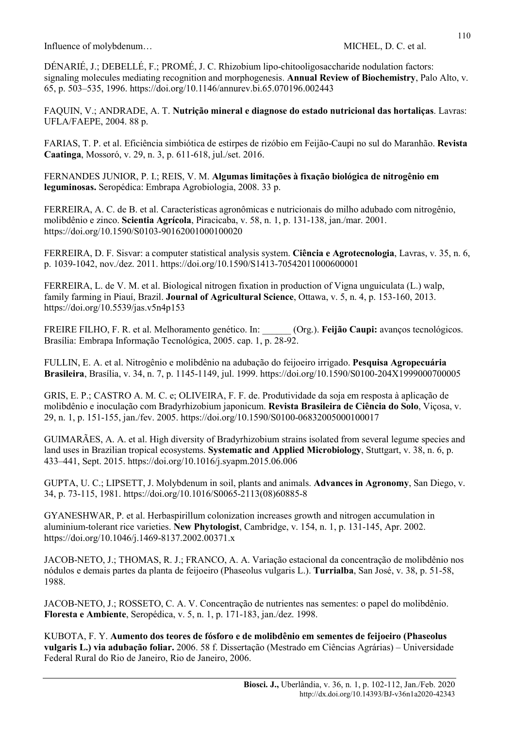DÉNARIÉ, J.; DEBELLÉ, F.; PROMÉ, J. C. Rhizobium lipo-chitooligosaccharide nodulation factors: signaling molecules mediating recognition and morphogenesis. **Annual Review of Biochemistry**, Palo Alto, v. 65, p. 503–535, 1996. https://doi.org/10.1146/annurev.bi.65.070196.002443

FAQUIN, V.; ANDRADE, A. T. **Nutrição mineral e diagnose do estado nutricional das hortaliças**. Lavras: UFLA/FAEPE, 2004. 88 p.

FARIAS, T. P. et al. Eficiência simbiótica de estirpes de rizóbio em Feijão-Caupi no sul do Maranhão. **Revista Caatinga**, Mossoró, v. 29, n. 3, p. 611-618, jul./set. 2016.

FERNANDES JUNIOR, P. I.; REIS, V. M. **Algumas limitações à fixação biológica de nitrogênio em leguminosas.** Seropédica: Embrapa Agrobiologia, 2008. 33 p.

FERREIRA, A. C. de B. et al. Características agronômicas e nutricionais do milho adubado com nitrogênio, molibdênio e zinco. **Scientia Agrícola**, Piracicaba, v. 58, n. 1, p. 131-138, jan./mar. 2001. https://doi.org/10.1590/S0103-90162001000100020

FERREIRA, D. F. Sisvar: a computer statistical analysis system. **Ciência e Agrotecnologia**, Lavras, v. 35, n. 6, p. 1039-1042, nov./dez. 2011. https://doi.org/10.1590/S1413-70542011000600001

FERREIRA, L. de V. M. et al. Biological nitrogen fixation in production of Vigna unguiculata (L.) walp, family farming in Piauí, Brazil. **Journal of Agricultural Science**, Ottawa, v. 5, n. 4, p. 153-160, 2013. https://doi.org/10.5539/jas.v5n4p153

FREIRE FILHO, F. R. et al. Melhoramento genético. In: ______ (Org.). **Feijão Caupi:** avanços tecnológicos. Brasília: Embrapa Informação Tecnológica, 2005. cap. 1, p. 28-92.

FULLIN, E. A. et al. Nitrogênio e molibdênio na adubação do feijoeiro irrigado. **Pesquisa Agropecuária Brasileira**, Brasília, v. 34, n. 7, p. 1145-1149, jul. 1999. https://doi.org/10.1590/S0100-204X1999000700005

GRIS, E. P.; CASTRO A. M. C. e; OLIVEIRA, F. F. de. Produtividade da soja em resposta à aplicação de molibdênio e inoculação com Bradyrhizobium japonicum. **Revista Brasileira de Ciência do Solo**, Viçosa, v. 29, n. 1, p. 151-155, jan./fev. 2005. https://doi.org/10.1590/S0100-06832005000100017

GUIMARÃES, A. A. et al. High diversity of Bradyrhizobium strains isolated from several legume species and land uses in Brazilian tropical ecosystems. **Systematic and Applied Microbiology**, Stuttgart, v. 38, n. 6, p. 433–441, Sept. 2015. https://doi.org/10.1016/j.syapm.2015.06.006

GUPTA, U. C.; LIPSETT, J. Molybdenum in soil, plants and animals. **Advances in Agronomy**, San Diego, v. 34, p. 73-115, 1981. https://doi.org/10.1016/S0065-2113(08)60885-8

GYANESHWAR, P. et al. Herbaspirillum colonization increases growth and nitrogen accumulation in aluminium-tolerant rice varieties. **New Phytologist**, Cambridge, v. 154, n. 1, p. 131-145, Apr. 2002. https://doi.org/10.1046/j.1469-8137.2002.00371.x

JACOB-NETO, J.; THOMAS, R. J.; FRANCO, A. A. Variação estacional da concentração de molibdênio nos nódulos e demais partes da planta de feijoeiro (Phaseolus vulgaris L.). **Turrialba**, San José, v. 38, p. 51-58, 1988.

JACOB-NETO, J.; ROSSETO, C. A. V. Concentração de nutrientes nas sementes: o papel do molibdênio. **Floresta e Ambiente**, Seropédica, v. 5, n. 1, p. 171-183, jan./dez. 1998.

KUBOTA, F. Y. **Aumento dos teores de fósforo e de molibdênio em sementes de feijoeiro (Phaseolus vulgaris L.) via adubação foliar.** 2006. 58 f. Dissertação (Mestrado em Ciências Agrárias) – Universidade Federal Rural do Rio de Janeiro, Rio de Janeiro, 2006.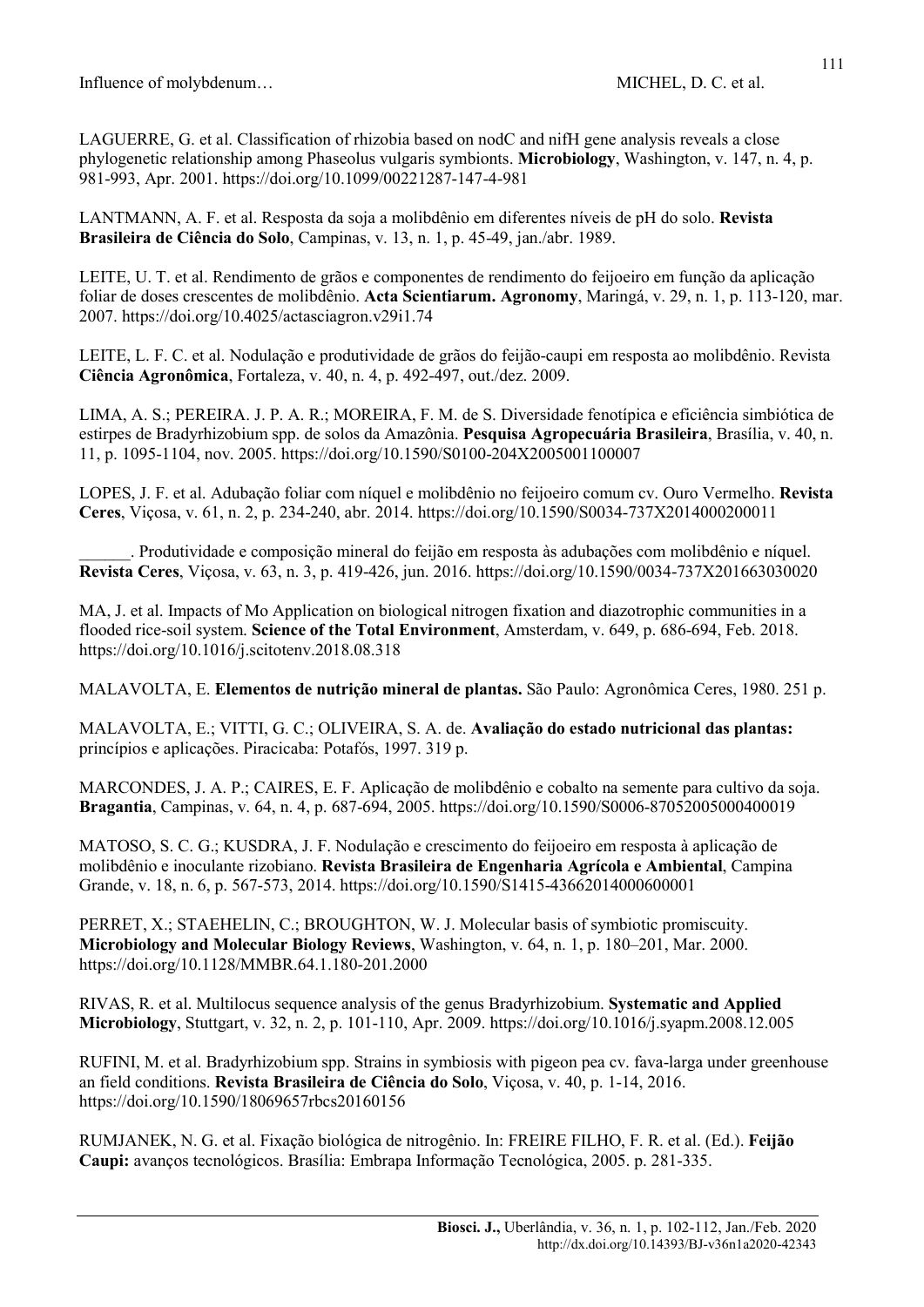LAGUERRE, G. et al. Classification of rhizobia based on nodC and nifH gene analysis reveals a close phylogenetic relationship among Phaseolus vulgaris symbionts. **Microbiology**, Washington, v. 147, n. 4, p. 981-993, Apr. 2001. https://doi.org/10.1099/00221287-147-4-981

LANTMANN, A. F. et al. Resposta da soja a molibdênio em diferentes níveis de pH do solo. **Revista Brasileira de Ciência do Solo**, Campinas, v. 13, n. 1, p. 45-49, jan./abr. 1989.

LEITE, U. T. et al. Rendimento de grãos e componentes de rendimento do feijoeiro em função da aplicação foliar de doses crescentes de molibdênio. **Acta Scientiarum. Agronomy**, Maringá, v. 29, n. 1, p. 113-120, mar. 2007. https://doi.org/10.4025/actasciagron.v29i1.74

LEITE, L. F. C. et al. Nodulação e produtividade de grãos do feijão-caupi em resposta ao molibdênio. Revista **Ciência Agronômica**, Fortaleza, v. 40, n. 4, p. 492-497, out./dez. 2009.

LIMA, A. S.; PEREIRA. J. P. A. R.; MOREIRA, F. M. de S. Diversidade fenotípica e eficiência simbiótica de estirpes de Bradyrhizobium spp. de solos da Amazônia. **Pesquisa Agropecuária Brasileira**, Brasília, v. 40, n. 11, p. 1095-1104, nov. 2005. https://doi.org/10.1590/S0100-204X2005001100007

LOPES, J. F. et al. Adubação foliar com níquel e molibdênio no feijoeiro comum cv. Ouro Vermelho. **Revista Ceres**, Viçosa, v. 61, n. 2, p. 234-240, abr. 2014. https://doi.org/10.1590/S0034-737X2014000200011

______. Produtividade e composição mineral do feijão em resposta às adubações com molibdênio e níquel. **Revista Ceres**, Viçosa, v. 63, n. 3, p. 419-426, jun. 2016. https://doi.org/10.1590/0034-737X201663030020

MA, J. et al. Impacts of Mo Application on biological nitrogen fixation and diazotrophic communities in a flooded rice-soil system. **Science of the Total Environment**, Amsterdam, v. 649, p. 686-694, Feb. 2018. https://doi.org/10.1016/j.scitotenv.2018.08.318

MALAVOLTA, E. **Elementos de nutrição mineral de plantas.** São Paulo: Agronômica Ceres, 1980. 251 p.

MALAVOLTA, E.; VITTI, G. C.; OLIVEIRA, S. A. de. **Avaliação do estado nutricional das plantas:** princípios e aplicações. Piracicaba: Potafós, 1997. 319 p.

MARCONDES, J. A. P.; CAIRES, E. F. Aplicação de molibdênio e cobalto na semente para cultivo da soja. **Bragantia**, Campinas, v. 64, n. 4, p. 687-694, 2005. https://doi.org/10.1590/S0006-87052005000400019

MATOSO, S. C. G.; KUSDRA, J. F. Nodulação e crescimento do feijoeiro em resposta à aplicação de molibdênio e inoculante rizobiano. **Revista Brasileira de Engenharia Agrícola e Ambiental**, Campina Grande, v. 18, n. 6, p. 567-573, 2014. https://doi.org/10.1590/S1415-43662014000600001

PERRET, X.; STAEHELIN, C.; BROUGHTON, W. J. Molecular basis of symbiotic promiscuity. **Microbiology and Molecular Biology Reviews**, Washington, v. 64, n. 1, p. 180–201, Mar. 2000. https://doi.org/10.1128/MMBR.64.1.180-201.2000

RIVAS, R. et al. Multilocus sequence analysis of the genus Bradyrhizobium. **Systematic and Applied Microbiology**, Stuttgart, v. 32, n. 2, p. 101-110, Apr. 2009. https://doi.org/10.1016/j.syapm.2008.12.005

RUFINI, M. et al. Bradyrhizobium spp. Strains in symbiosis with pigeon pea cv. fava-larga under greenhouse an field conditions. **Revista Brasileira de Ciência do Solo**, Viçosa, v. 40, p. 1-14, 2016. https://doi.org/10.1590/18069657rbcs20160156

RUMJANEK, N. G. et al. Fixação biológica de nitrogênio. In: FREIRE FILHO, F. R. et al. (Ed.). **Feijão Caupi:** avanços tecnológicos. Brasília: Embrapa Informação Tecnológica, 2005. p. 281-335.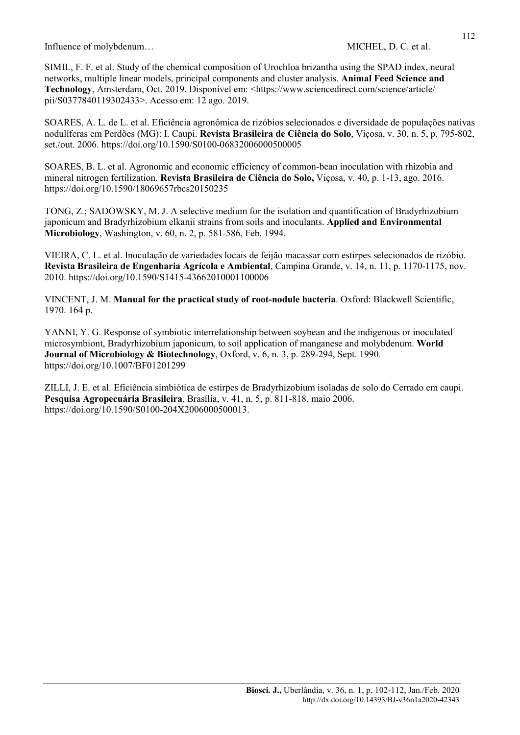SIMIL, F. F. et al. Study of the chemical composition of Urochloa brizantha using the SPAD index, neural networks, multiple linear models, principal components and cluster analysis. **Animal Feed Science and Technology**, Amsterdam, Oct. 2019. Disponível em: <https://www.sciencedirect.com/science/article/pii/S0377840119302433>. Acesso em: 12 ago. 2019.

SOARES, A. L. de L. et al. Eficiência agronômica de rizóbios selecionados e diversidade de populações nativas nodulíferas em Perdões (MG): I. Caupi. **Revista Brasileira de Ciência do Solo**, Viçosa, v. 30, n. 5, p. 795-802, set./out. 2006. https://doi.org/10.1590/S0100-06832006000500005

SOARES, B. L. et al. Agronomic and economic efficiency of common-bean inoculation with rhizobia and mineral nitrogen fertilization. **Revista Brasileira de Ciência do Solo,** Viçosa, v. 40, p. 1-13, ago. 2016. https://doi.org/10.1590/18069657rbcs20150235

TONG, Z.; SADOWSKY, M. J. A selective medium for the isolation and quantification of Bradyrhizobium japonicum and Bradyrhizobium elkanii strains from soils and inoculants. **Applied and Environmental Microbiology**, Washington, v. 60, n. 2, p. 581-586, Feb. 1994.

VIEIRA, C. L. et al. Inoculação de variedades locais de feijão macassar com estirpes selecionados de rizóbio. **Revista Brasileira de Engenharia Agrícola e Ambiental**, Campina Grande, v. 14, n. 11, p. 1170-1175, nov. 2010. https://doi.org/10.1590/S1415-43662010001100006

VINCENT, J. M. **Manual for the practical study of root-nodule bacteria**. Oxford: Blackwell Scientific, 1970. 164 p.

YANNI, Y. G. Response of symbiotic interrelationship between soybean and the indigenous or inoculated microsymbiont, Bradyrhizobium japonicum, to soil application of manganese and molybdenum. **World Journal of Microbiology & Biotechnology**, Oxford, v. 6, n. 3, p. 289-294, Sept. 1990. https://doi.org/10.1007/BF01201299

ZILLI, J. E. et al. Eficiência simbiótica de estirpes de Bradyrhizobium isoladas de solo do Cerrado em caupi. **Pesquisa Agropecuária Brasileira**, Brasília, v. 41, n. 5, p. 811-818, maio 2006. https://doi.org/10.1590/S0100-204X2006000500013.